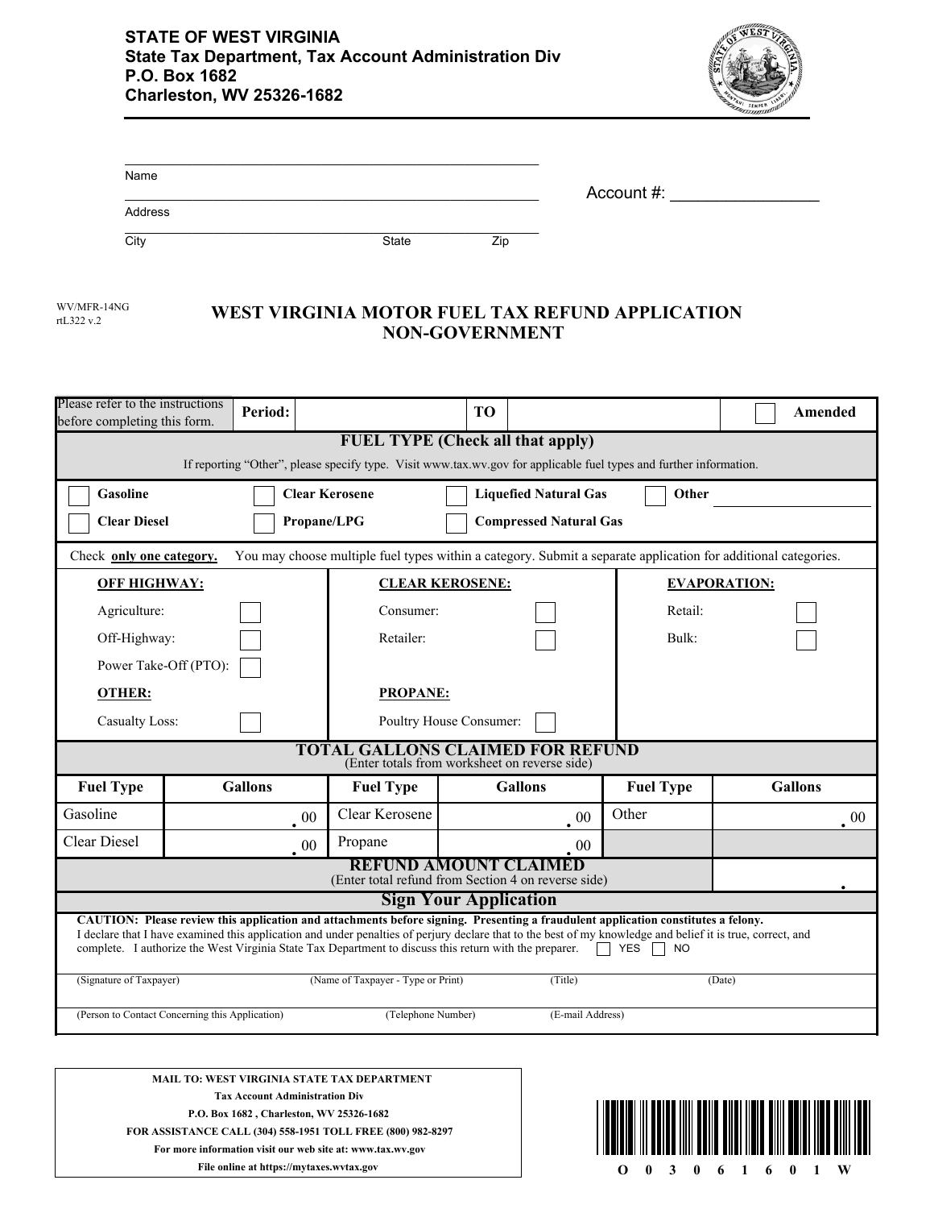**STATE OF WEST VIRGINIA**
**State Tax Department, Tax Account Administration Div**
**P.O. Box 1682**
**Charleston, WV 25326-1682**

Name ____________________________________________

Address ____________________________________________

City ____________________ State __________ Zip __________

Account #: ________________

WV/MFR-14NG
rtL322 v.2

# WEST VIRGINIA MOTOR FUEL TAX REFUND APPLICATION NON-GOVERNMENT

| Please refer to the instructions before completing this form. | **Period:** | | **TO** | | ☐ **Amended** |
|---|---|---|---|---|---|

## FUEL TYPE (Check all that apply)

If reporting "Other", please specify type. Visit www.tax.wv.gov for applicable fuel types and further information.

| | | | |
|---|---|---|---|
| ☐ **Gasoline** | ☐ **Clear Kerosene** | ☐ **Liquefied Natural Gas** | ☐ **Other** ____________ |
| ☐ **Clear Diesel** | ☐ **Propane/LPG** | ☐ **Compressed Natural Gas** | |

Check **only one category.** You may choose multiple fuel types within a category. Submit a separate application for additional categories.

| **OFF HIGHWAY:** | **CLEAR KEROSENE:** | **EVAPORATION:** |
|---|---|---|
| Agriculture: ☐ | Consumer: ☐ | Retail: ☐ |
| Off-Highway: ☐ | Retailer: ☐ | Bulk: ☐ |
| Power Take-Off (PTO): ☐ | | |
| **OTHER:** | **PROPANE:** | |
| Casualty Loss: ☐ | Poultry House Consumer: ☐ | |

## TOTAL GALLONS CLAIMED FOR REFUND
(Enter totals from worksheet on reverse side)

| Fuel Type | Gallons | Fuel Type | Gallons | Fuel Type | Gallons |
|---|---|---|---|---|---|
| Gasoline | .00 | Clear Kerosene | .00 | Other | .00 |
| Clear Diesel | .00 | Propane | .00 | | |

## REFUND AMOUNT CLAIMED
(Enter total refund from Section 4 on reverse side) ____________ .

## Sign Your Application

**CAUTION: Please review this application and attachments before signing. Presenting a fraudulent application constitutes a felony.**
I declare that I have examined this application and under penalties of perjury declare that to the best of my knowledge and belief it is true, correct, and complete. I authorize the West Virginia State Tax Department to discuss this return with the preparer. ☐ YES ☐ NO

(Signature of Taxpayer) (Name of Taxpayer - Type or Print) (Title) (Date)

(Person to Contact Concerning this Application) (Telephone Number) (E-mail Address)

**MAIL TO: WEST VIRGINIA STATE TAX DEPARTMENT**
**Tax Account Administration Div**
**P.O. Box 1682 , Charleston, WV 25326-1682**
**FOR ASSISTANCE CALL (304) 558-1951 TOLL FREE (800) 982-8297**
**For more information visit our web site at: www.tax.wv.gov**
**File online at https://mytaxes.wvtax.gov**

O 0 3 0 6 1 6 0 1 W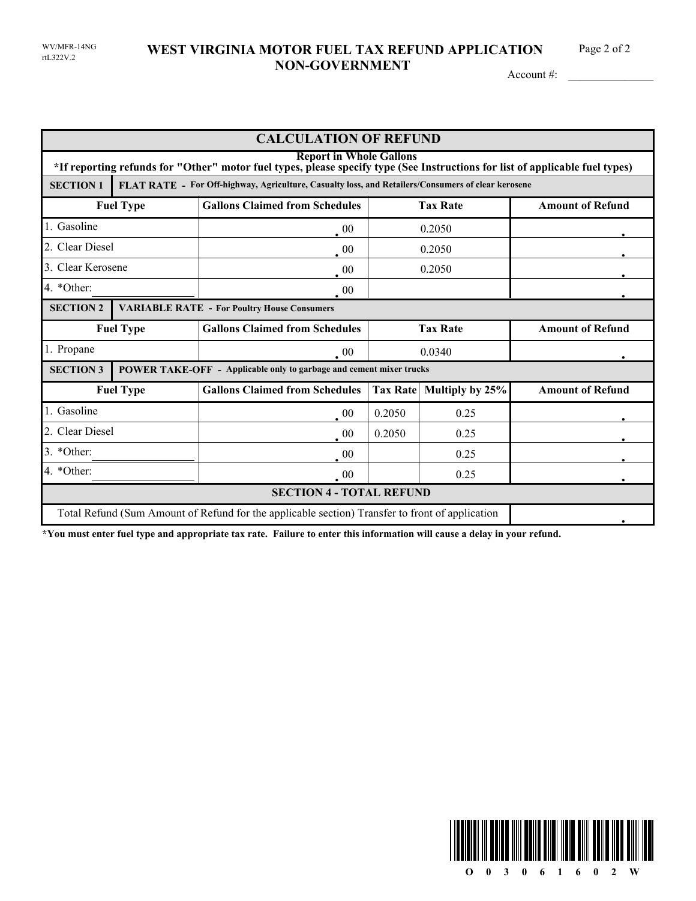WV/MFR-14NG
rtL322V.2

# WEST VIRGINIA MOTOR FUEL TAX REFUND APPLICATION NON-GOVERNMENT

Account #: _______________

## CALCULATION OF REFUND

**Report in Whole Gallons**

***If reporting refunds for "Other" motor fuel types, please specify type (See Instructions for list of applicable fuel types)**

| SECTION 1 | FLAT RATE - For Off-highway, Agriculture, Casualty loss, and Retailers/Consumers of clear kerosene | | |
|---|---|---|---|
| **Fuel Type** | **Gallons Claimed from Schedules** | **Tax Rate** | **Amount of Refund** |
| 1. Gasoline | .00 | 0.2050 | . |
| 2. Clear Diesel | .00 | 0.2050 | . |
| 3. Clear Kerosene | .00 | 0.2050 | . |
| 4. *Other: ________ | .00 | | . |

| SECTION 2 | VARIABLE RATE - For Poultry House Consumers | | |
|---|---|---|---|
| **Fuel Type** | **Gallons Claimed from Schedules** | **Tax Rate** | **Amount of Refund** |
| 1. Propane | .00 | 0.0340 | . |

| SECTION 3 | POWER TAKE-OFF - Applicable only to garbage and cement mixer trucks | | | |
|---|---|---|---|---|
| **Fuel Type** | **Gallons Claimed from Schedules** | **Tax Rate** | **Multiply by 25%** | **Amount of Refund** |
| 1. Gasoline | .00 | 0.2050 | 0.25 | . |
| 2. Clear Diesel | .00 | 0.2050 | 0.25 | . |
| 3. *Other: ________ | .00 | | 0.25 | . |
| 4. *Other: ________ | .00 | | 0.25 | . |

| SECTION 4 - TOTAL REFUND | |
|---|---|
| Total Refund (Sum Amount of Refund for the applicable section) Transfer to front of application | . |

***You must enter fuel type and appropriate tax rate. Failure to enter this information will cause a delay in your refund.**

O 0 3 0 6 1 6 0 2 W